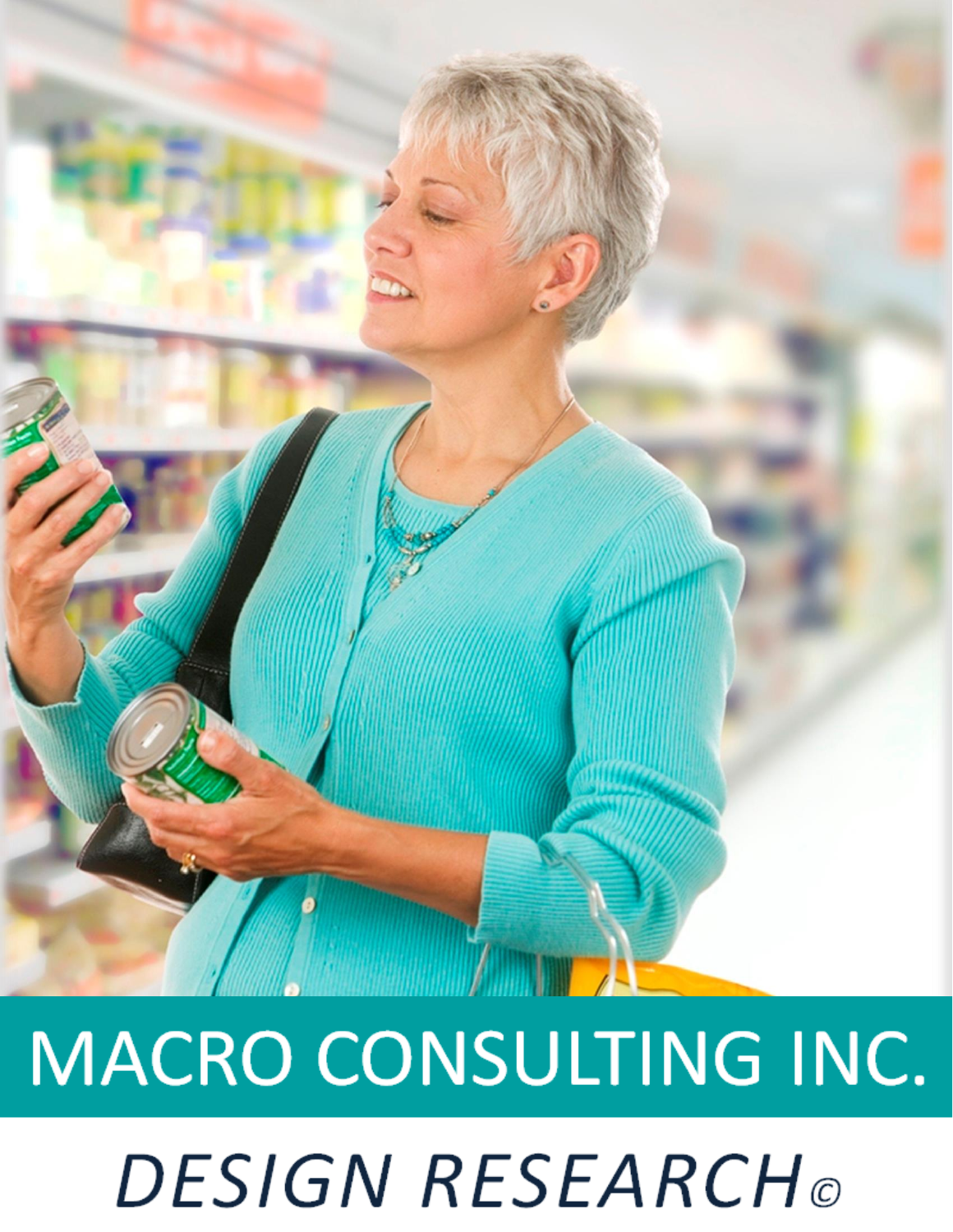# MACRO CONSULTING INC.

## *DESIGN RESEARCH©*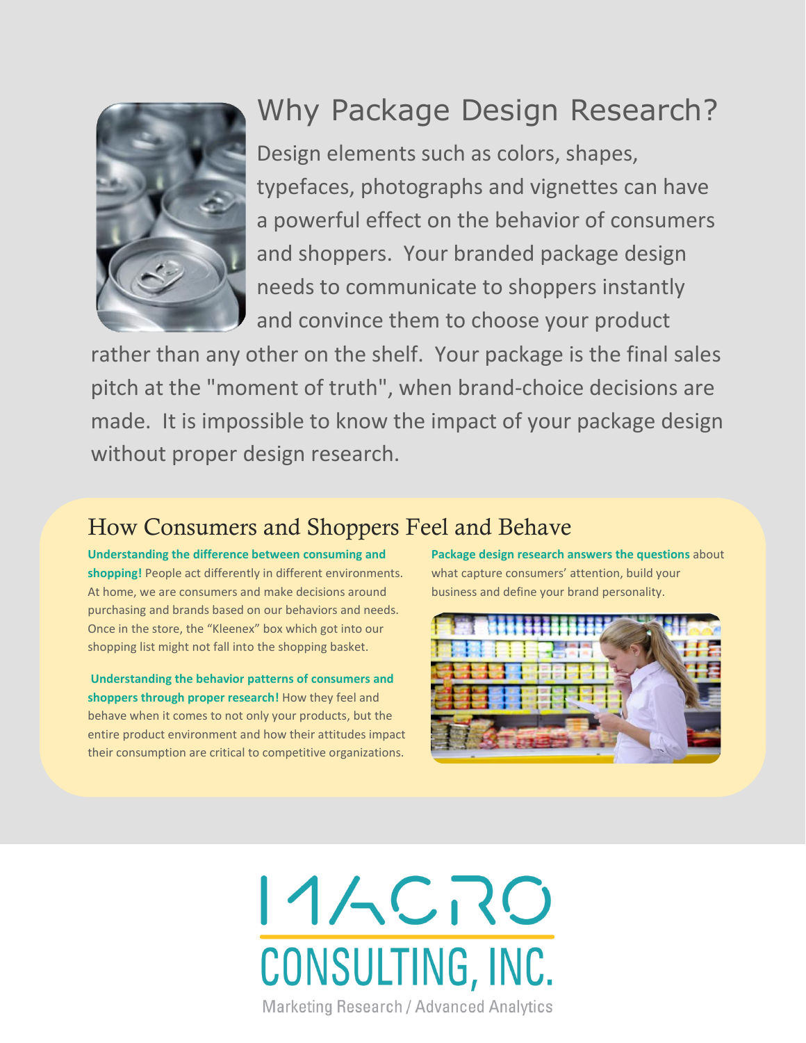# Why Package Design Research?

Design elements such as colors, shapes, typefaces, photographs and vignettes can have a powerful effect on the behavior of consumers and shoppers. Your branded package design needs to communicate to shoppers instantly and convince them to choose your product rather than any other on the shelf. Your package is the final sales pitch at the "moment of truth", when brand-choice decisions are made. It is impossible to know the impact of your package design without proper design research.

## How Consumers and Shoppers Feel and Behave

**Understanding the difference between consuming and shopping!** People act differently in different environments. At home, we are consumers and make decisions around purchasing and brands based on our behaviors and needs. Once in the store, the "Kleenex" box which got into our shopping list might not fall into the shopping basket.

**Understanding the behavior patterns of consumers and shoppers through proper research!** How they feel and behave when it comes to not only your products, but the entire product environment and how their attitudes impact their consumption are critical to competitive organizations.

**Package design research answers the questions** about what capture consumers' attention, build your business and define your brand personality.

MACRO CONSULTING, INC.

Marketing Research / Advanced Analytics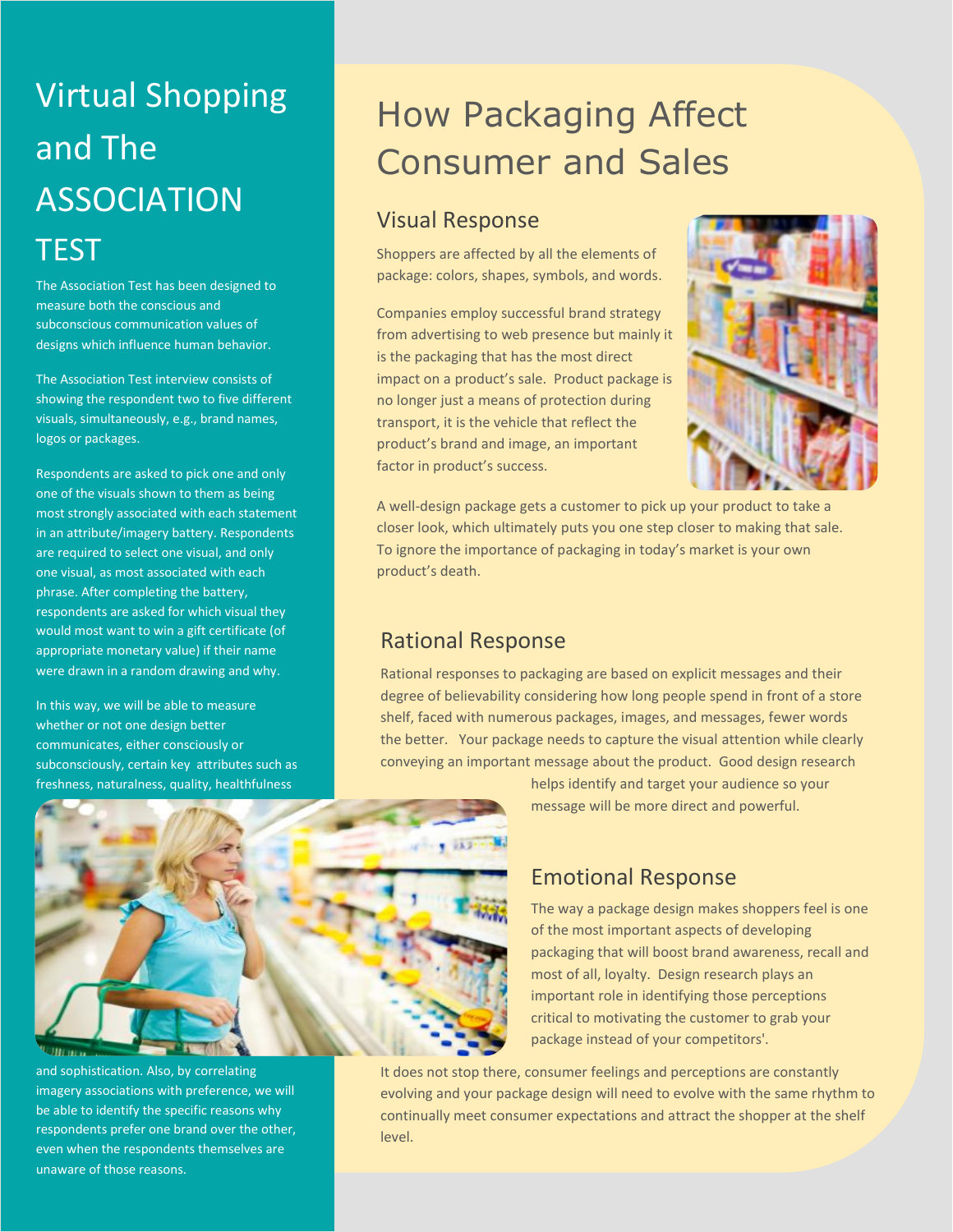# Virtual Shopping and The ASSOCIATION TEST

The Association Test has been designed to measure both the conscious and subconscious communication values of designs which influence human behavior.

The Association Test interview consists of showing the respondent two to five different visuals, simultaneously, e.g., brand names, logos or packages.

Respondents are asked to pick one and only one of the visuals shown to them as being most strongly associated with each statement in an attribute/imagery battery. Respondents are required to select one visual, and only one visual, as most associated with each phrase. After completing the battery, respondents are asked for which visual they would most want to win a gift certificate (of appropriate monetary value) if their name were drawn in a random drawing and why.

In this way, we will be able to measure whether or not one design better communicates, either consciously or subconsciously, certain key attributes such as freshness, naturalness, quality, healthfulness and sophistication. Also, by correlating imagery associations with preference, we will be able to identify the specific reasons why respondents prefer one brand over the other, even when the respondents themselves are unaware of those reasons.

# How Packaging Affect Consumer and Sales

## Visual Response

Shoppers are affected by all the elements of package: colors, shapes, symbols, and words.

Companies employ successful brand strategy from advertising to web presence but mainly it is the packaging that has the most direct impact on a product's sale. Product package is no longer just a means of protection during transport, it is the vehicle that reflect the product's brand and image, an important factor in product's success.

A well-design package gets a customer to pick up your product to take a closer look, which ultimately puts you one step closer to making that sale. To ignore the importance of packaging in today's market is your own product's death.

## Rational Response

Rational responses to packaging are based on explicit messages and their degree of believability considering how long people spend in front of a store shelf, faced with numerous packages, images, and messages, fewer words the better. Your package needs to capture the visual attention while clearly conveying an important message about the product. Good design research helps identify and target your audience so your message will be more direct and powerful.

## Emotional Response

The way a package design makes shoppers feel is one of the most important aspects of developing packaging that will boost brand awareness, recall and most of all, loyalty. Design research plays an important role in identifying those perceptions critical to motivating the customer to grab your package instead of your competitors'.

It does not stop there, consumer feelings and perceptions are constantly evolving and your package design will need to evolve with the same rhythm to continually meet consumer expectations and attract the shopper at the shelf level.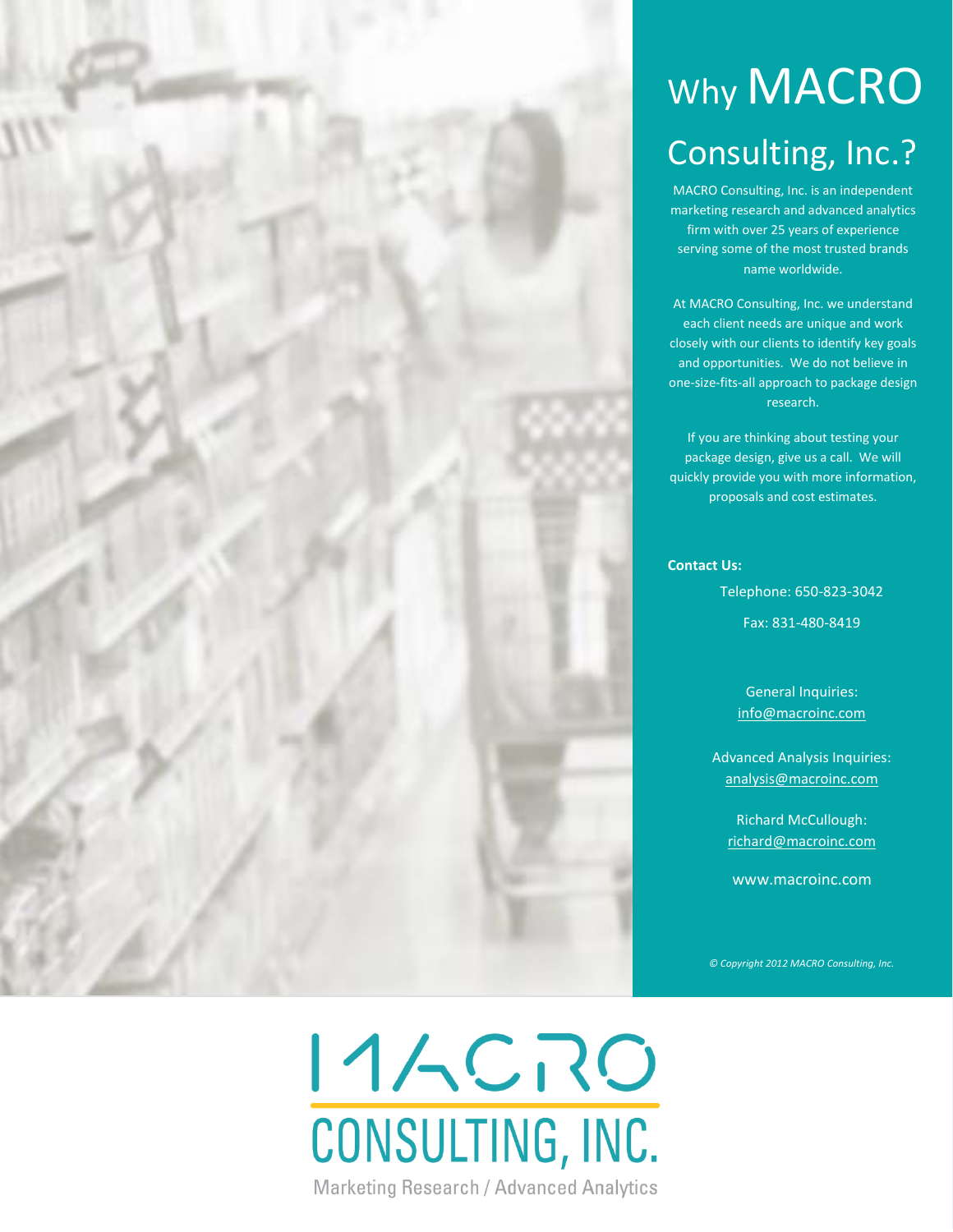# Why MACRO Consulting, Inc.?

MACRO Consulting, Inc. is an independent marketing research and advanced analytics firm with over 25 years of experience serving some of the most trusted brands name worldwide.

At MACRO Consulting, Inc. we understand each client needs are unique and work closely with our clients to identify key goals and opportunities. We do not believe in one-size-fits-all approach to package design research.

If you are thinking about testing your package design, give us a call. We will quickly provide you with more information, proposals and cost estimates.

**Contact Us:**

Telephone: 650-823-3042

Fax: 831-480-8419

General Inquiries:
info@macroinc.com

Advanced Analysis Inquiries:
analysis@macroinc.com

Richard McCullough:
richard@macroinc.com

www.macroinc.com

*© Copyright 2012 MACRO Consulting, Inc.*

MACRO
CONSULTING, INC.
Marketing Research / Advanced Analytics